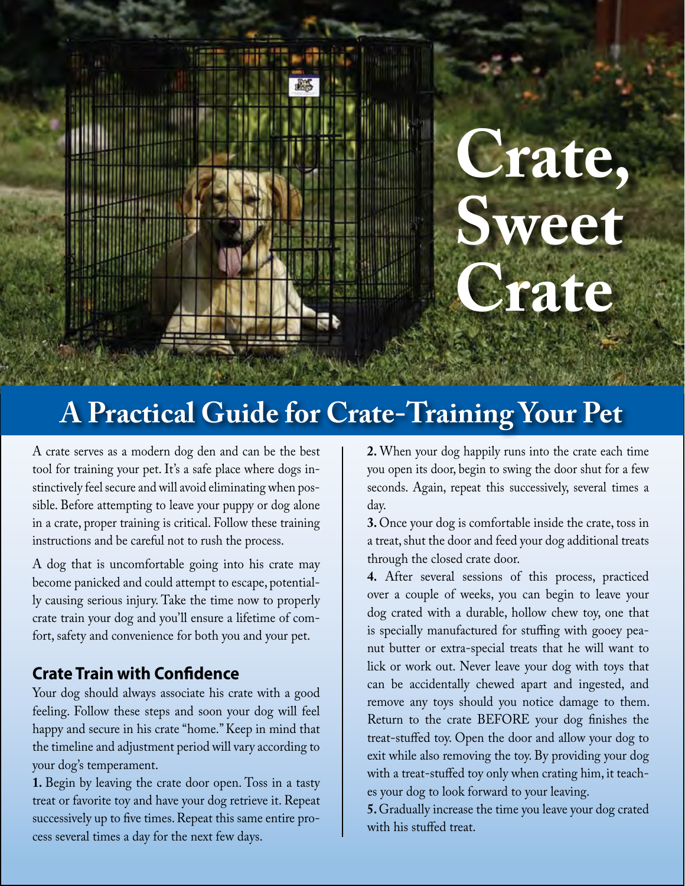# Crate, Sweet Crate

## A Practical Guide for Crate-Training Your Pet

A crate serves as a modern dog den and can be the best tool for training your pet. It's a safe place where dogs instinctively feel secure and will avoid eliminating when possible. Before attempting to leave your puppy or dog alone in a crate, proper training is critical. Follow these training instructions and be careful not to rush the process.

A dog that is uncomfortable going into his crate may become panicked and could attempt to escape, potentially causing serious injury. Take the time now to properly crate train your dog and you'll ensure a lifetime of comfort, safety and convenience for both you and your pet.

### Crate Train with Confidence

Your dog should always associate his crate with a good feeling. Follow these steps and soon your dog will feel happy and secure in his crate "home." Keep in mind that the timeline and adjustment period will vary according to your dog's temperament.

**1.** Begin by leaving the crate door open. Toss in a tasty treat or favorite toy and have your dog retrieve it. Repeat successively up to five times. Repeat this same entire process several times a day for the next few days.

**2.** When your dog happily runs into the crate each time you open its door, begin to swing the door shut for a few seconds. Again, repeat this successively, several times a day.

**3.** Once your dog is comfortable inside the crate, toss in a treat, shut the door and feed your dog additional treats through the closed crate door.

**4.** After several sessions of this process, practiced over a couple of weeks, you can begin to leave your dog crated with a durable, hollow chew toy, one that is specially manufactured for stuffing with gooey peanut butter or extra-special treats that he will want to lick or work out. Never leave your dog with toys that can be accidentally chewed apart and ingested, and remove any toys should you notice damage to them. Return to the crate BEFORE your dog finishes the treat-stuffed toy. Open the door and allow your dog to exit while also removing the toy. By providing your dog with a treat-stuffed toy only when crating him, it teaches your dog to look forward to your leaving.

**5.** Gradually increase the time you leave your dog crated with his stuffed treat.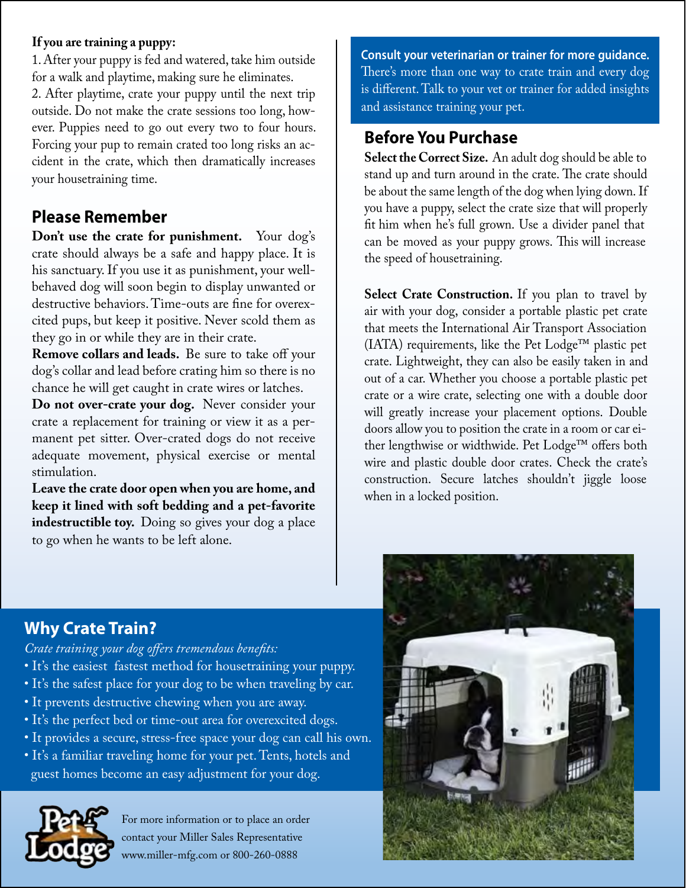**If you are training a puppy:**

1. After your puppy is fed and watered, take him outside for a walk and playtime, making sure he eliminates.
2. After playtime, crate your puppy until the next trip outside. Do not make the crate sessions too long, however. Puppies need to go out every two to four hours. Forcing your pup to remain crated too long risks an accident in the crate, which then dramatically increases your housetraining time.

## Please Remember

**Don't use the crate for punishment.** Your dog's crate should always be a safe and happy place. It is his sanctuary. If you use it as punishment, your well-behaved dog will soon begin to display unwanted or destructive behaviors. Time-outs are fine for overexcited pups, but keep it positive. Never scold them as they go in or while they are in their crate.

**Remove collars and leads.** Be sure to take off your dog's collar and lead before crating him so there is no chance he will get caught in crate wires or latches.

**Do not over-crate your dog.** Never consider your crate a replacement for training or view it as a permanent pet sitter. Over-crated dogs do not receive adequate movement, physical exercise or mental stimulation.

**Leave the crate door open when you are home, and keep it lined with soft bedding and a pet-favorite indestructible toy.** Doing so gives your dog a place to go when he wants to be left alone.

**Consult your veterinarian or trainer for more guidance.**
There's more than one way to crate train and every dog is different. Talk to your vet or trainer for added insights and assistance training your pet.

## Before You Purchase

**Select the Correct Size.** An adult dog should be able to stand up and turn around in the crate. The crate should be about the same length of the dog when lying down. If you have a puppy, select the crate size that will properly fit him when he's full grown. Use a divider panel that can be moved as your puppy grows. This will increase the speed of housetraining.

**Select Crate Construction.** If you plan to travel by air with your dog, consider a portable plastic pet crate that meets the International Air Transport Association (IATA) requirements, like the Pet Lodge™ plastic pet crate. Lightweight, they can also be easily taken in and out of a car. Whether you choose a portable plastic pet crate or a wire crate, selecting one with a double door will greatly increase your placement options. Double doors allow you to position the crate in a room or car either lengthwise or widthwide. Pet Lodge™ offers both wire and plastic double door crates. Check the crate's construction. Secure latches shouldn't jiggle loose when in a locked position.

## Why Crate Train?

*Crate training your dog offers tremendous benefits:*

- It's the easiest fastest method for housetraining your puppy.
- It's the safest place for your dog to be when traveling by car.
- It prevents destructive chewing when you are away.
- It's the perfect bed or time-out area for overexcited dogs.
- It provides a secure, stress-free space your dog can call his own.
- It's a familiar traveling home for your pet. Tents, hotels and guest homes become an easy adjustment for your dog.

For more information or to place an order contact your Miller Sales Representative www.miller-mfg.com or 800-260-0888